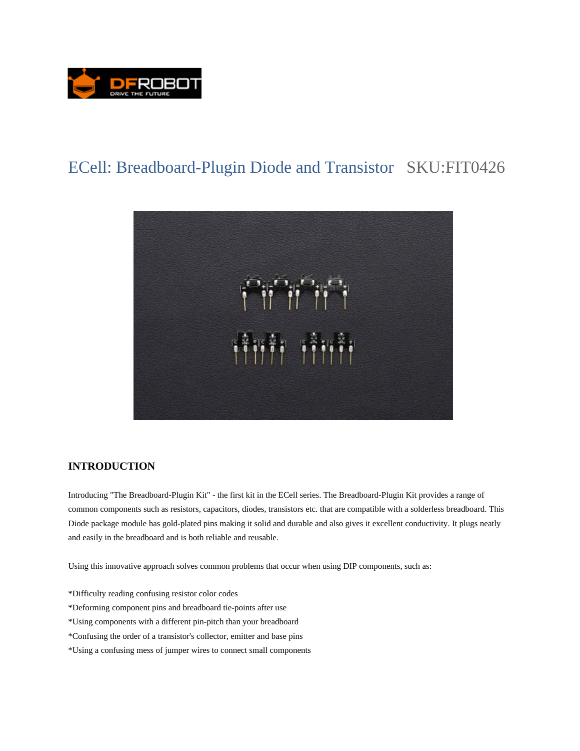# ECell: Breadboard-Plugin Diode and Transistor SKU:FIT0426

## INTRODUCTION

Introducing "The Breadboard-Plugin Kit" - the first kit in the ECell series. The Breadboard-Plugin Kit provides a range of common components such as resistors, capacitors, diodes, transistors etc. that are compatible with a solderless breadboard. This Diode package module has gold-plated pins making it solid and durable and also gives it excellent conductivity. It plugs neatly and easily in the breadboard and is both reliable and reusable.

Using this innovative approach solves common problems that occur when using DIP components, such as:

*Difficulty reading confusing resistor color codes
*Deforming component pins and breadboard tie-points after use
*Using components with a different pin-pitch than your breadboard
*Confusing the order of a transistor's collector, emitter and base pins
*Using a confusing mess of jumper wires to connect small components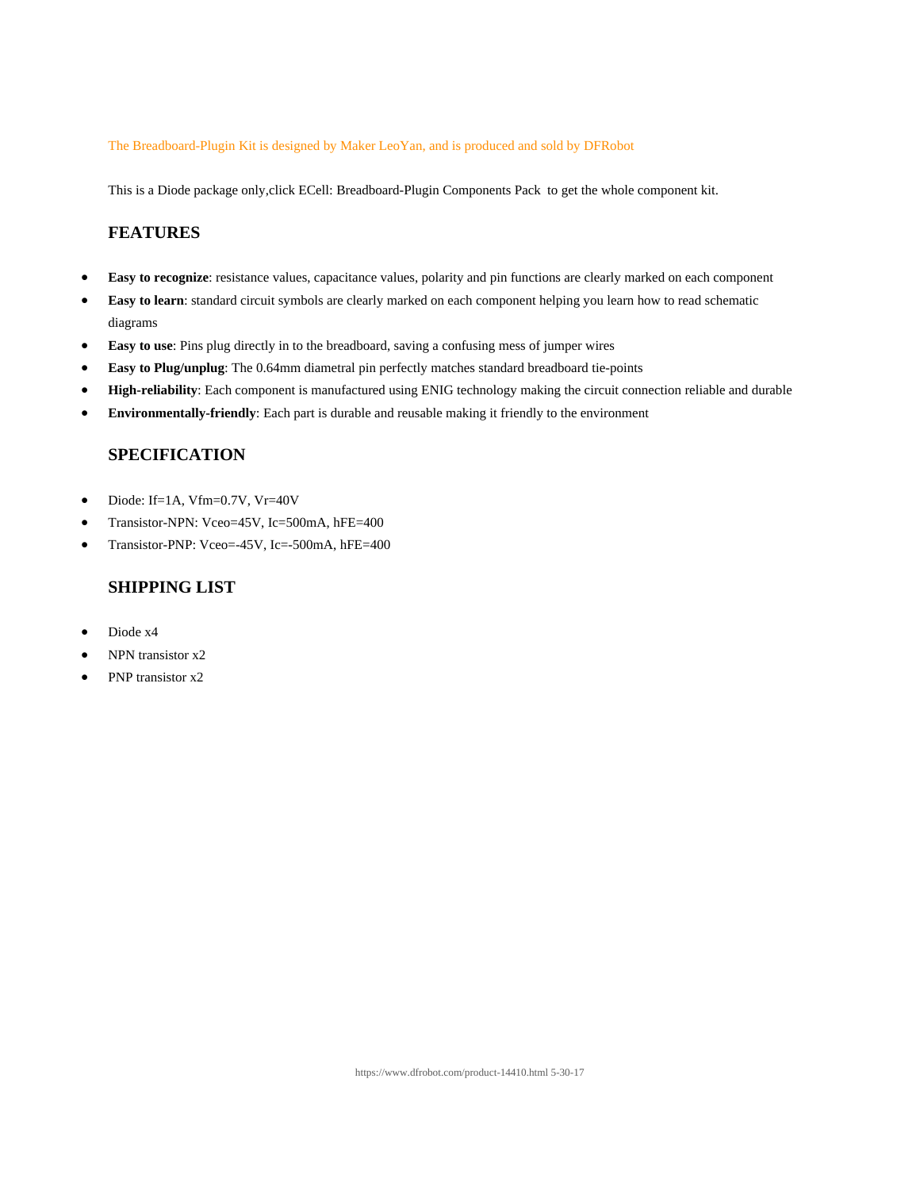The Breadboard-Plugin Kit is designed by Maker LeoYan, and is produced and sold by DFRobot

This is a Diode package only,click ECell: Breadboard-Plugin Components Pack  to get the whole component kit.

## FEATURES

- **Easy to recognize**: resistance values, capacitance values, polarity and pin functions are clearly marked on each component
- **Easy to learn**: standard circuit symbols are clearly marked on each component helping you learn how to read schematic diagrams
- **Easy to use**: Pins plug directly in to the breadboard, saving a confusing mess of jumper wires
- **Easy to Plug/unplug**: The 0.64mm diametral pin perfectly matches standard breadboard tie-points
- **High-reliability**: Each component is manufactured using ENIG technology making the circuit connection reliable and durable
- **Environmentally-friendly**: Each part is durable and reusable making it friendly to the environment

## SPECIFICATION

- Diode: If=1A, Vfm=0.7V, Vr=40V
- Transistor-NPN: Vceo=45V, Ic=500mA, hFE=400
- Transistor-PNP: Vceo=-45V, Ic=-500mA, hFE=400

## SHIPPING LIST

- Diode x4
- NPN transistor x2
- PNP transistor x2